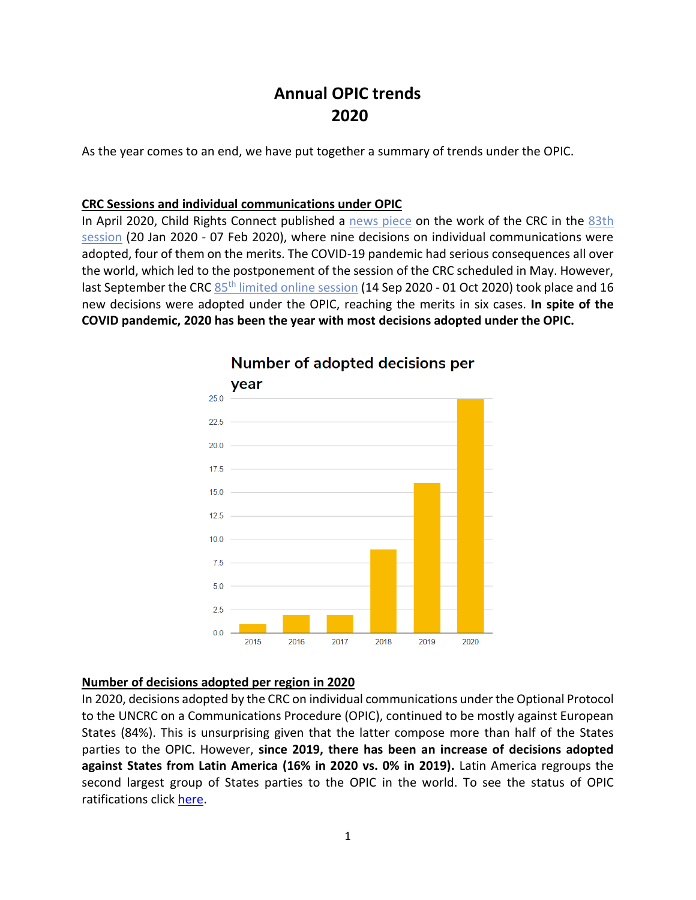# Annual OPIC trends
# 2020

As the year comes to an end, we have put together a summary of trends under the OPIC.

**CRC Sessions and individual communications under OPIC**

In April 2020, Child Rights Connect published a news piece on the work of the CRC in the 83th session (20 Jan 2020 - 07 Feb 2020), where nine decisions on individual communications were adopted, four of them on the merits. The COVID-19 pandemic had serious consequences all over the world, which led to the postponement of the session of the CRC scheduled in May. However, last September the CRC 85th limited online session (14 Sep 2020 - 01 Oct 2020) took place and 16 new decisions were adopted under the OPIC, reaching the merits in six cases. **In spite of the COVID pandemic, 2020 has been the year with most decisions adopted under the OPIC.**

Number of adopted decisions per year

| Year | Number of adopted decisions |
|---|---|
| 2015 | 1 |
| 2016 | 2 |
| 2017 | 2 |
| 2018 | 9 |
| 2019 | 16 |
| 2020 | 25 |

**Number of decisions adopted per region in 2020**

In 2020, decisions adopted by the CRC on individual communications under the Optional Protocol to the UNCRC on a Communications Procedure (OPIC), continued to be mostly against European States (84%). This is unsurprising given that the latter compose more than half of the States parties to the OPIC. However, **since 2019, there has been an increase of decisions adopted against States from Latin America (16% in 2020 vs. 0% in 2019).** Latin America regroups the second largest group of States parties to the OPIC in the world. To see the status of OPIC ratifications click here.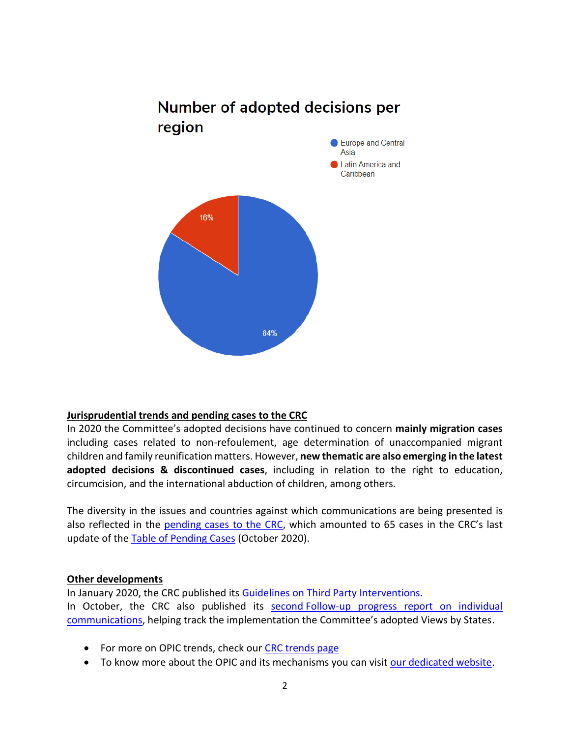Number of adopted decisions per region

Europe and Central Asia

Latin America and Caribbean

16%

84%

**Jurisprudential trends and pending cases to the CRC**

In 2020 the Committee's adopted decisions have continued to concern **mainly migration cases** including cases related to non-refoulement, age determination of unaccompanied migrant children and family reunification matters. However, **new thematic are also emerging in the latest adopted decisions & discontinued cases**, including in relation to the right to education, circumcision, and the international abduction of children, among others.

The diversity in the issues and countries against which communications are being presented is also reflected in the pending cases to the CRC, which amounted to 65 cases in the CRC's last update of the Table of Pending Cases (October 2020).

**Other developments**

In January 2020, the CRC published its Guidelines on Third Party Interventions.
In October, the CRC also published its second Follow-up progress report on individual communications, helping track the implementation the Committee's adopted Views by States.

- For more on OPIC trends, check our CRC trends page
- To know more about the OPIC and its mechanisms you can visit our dedicated website.